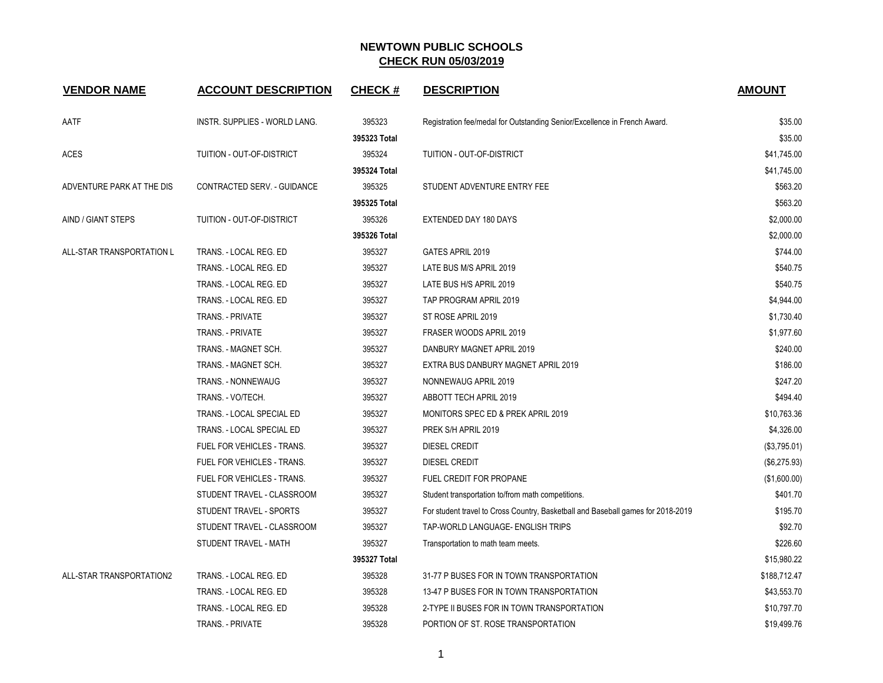# NEWTOWN PUBLIC SCHOOLS

## CHECK RUN 05/03/2019

| VENDOR NAME | ACCOUNT DESCRIPTION | CHECK # | DESCRIPTION | AMOUNT |
|---|---|---|---|---|
| AATF | INSTR. SUPPLIES - WORLD LANG. | 395323 | Registration fee/medal for Outstanding Senior/Excellence in French Award. | $35.00 |
| | | **395323 Total** | | $35.00 |
| ACES | TUITION - OUT-OF-DISTRICT | 395324 | TUITION - OUT-OF-DISTRICT | $41,745.00 |
| | | **395324 Total** | | $41,745.00 |
| ADVENTURE PARK AT THE DIS | CONTRACTED SERV. - GUIDANCE | 395325 | STUDENT ADVENTURE ENTRY FEE | $563.20 |
| | | **395325 Total** | | $563.20 |
| AIND / GIANT STEPS | TUITION - OUT-OF-DISTRICT | 395326 | EXTENDED DAY 180 DAYS | $2,000.00 |
| | | **395326 Total** | | $2,000.00 |
| ALL-STAR TRANSPORTATION L | TRANS. - LOCAL REG. ED | 395327 | GATES APRIL 2019 | $744.00 |
| | TRANS. - LOCAL REG. ED | 395327 | LATE BUS M/S APRIL 2019 | $540.75 |
| | TRANS. - LOCAL REG. ED | 395327 | LATE BUS H/S APRIL 2019 | $540.75 |
| | TRANS. - LOCAL REG. ED | 395327 | TAP PROGRAM APRIL 2019 | $4,944.00 |
| | TRANS. - PRIVATE | 395327 | ST ROSE APRIL 2019 | $1,730.40 |
| | TRANS. - PRIVATE | 395327 | FRASER WOODS APRIL 2019 | $1,977.60 |
| | TRANS. - MAGNET SCH. | 395327 | DANBURY MAGNET APRIL 2019 | $240.00 |
| | TRANS. - MAGNET SCH. | 395327 | EXTRA BUS DANBURY MAGNET APRIL 2019 | $186.00 |
| | TRANS. - NONNEWAUG | 395327 | NONNEWAUG APRIL 2019 | $247.20 |
| | TRANS. - VO/TECH. | 395327 | ABBOTT TECH APRIL 2019 | $494.40 |
| | TRANS. - LOCAL SPECIAL ED | 395327 | MONITORS SPEC ED & PREK APRIL 2019 | $10,763.36 |
| | TRANS. - LOCAL SPECIAL ED | 395327 | PREK S/H APRIL 2019 | $4,326.00 |
| | FUEL FOR VEHICLES - TRANS. | 395327 | DIESEL CREDIT | ($3,795.01) |
| | FUEL FOR VEHICLES - TRANS. | 395327 | DIESEL CREDIT | ($6,275.93) |
| | FUEL FOR VEHICLES - TRANS. | 395327 | FUEL CREDIT FOR PROPANE | ($1,600.00) |
| | STUDENT TRAVEL - CLASSROOM | 395327 | Student transportation to/from math competitions. | $401.70 |
| | STUDENT TRAVEL - SPORTS | 395327 | For student travel to Cross Country, Basketball and Baseball games for 2018-2019 | $195.70 |
| | STUDENT TRAVEL - CLASSROOM | 395327 | TAP-WORLD LANGUAGE- ENGLISH TRIPS | $92.70 |
| | STUDENT TRAVEL - MATH | 395327 | Transportation to math team meets. | $226.60 |
| | | **395327 Total** | | $15,980.22 |
| ALL-STAR TRANSPORTATION2 | TRANS. - LOCAL REG. ED | 395328 | 31-77 P BUSES FOR IN TOWN TRANSPORTATION | $188,712.47 |
| | TRANS. - LOCAL REG. ED | 395328 | 13-47 P BUSES FOR IN TOWN TRANSPORTATION | $43,553.70 |
| | TRANS. - LOCAL REG. ED | 395328 | 2-TYPE II BUSES FOR IN TOWN TRANSPORTATION | $10,797.70 |
| | TRANS. - PRIVATE | 395328 | PORTION OF ST. ROSE TRANSPORTATION | $19,499.76 |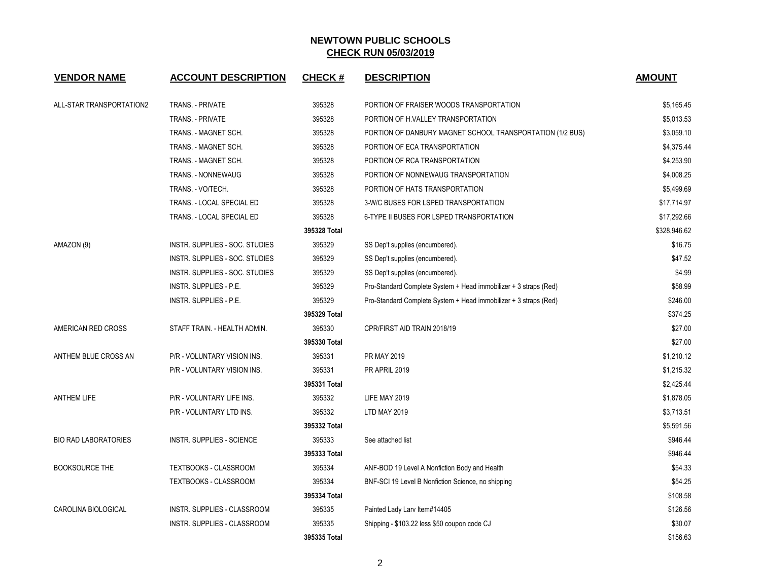# NEWTOWN PUBLIC SCHOOLS

## CHECK RUN 05/03/2019

| VENDOR NAME | ACCOUNT DESCRIPTION | CHECK # | DESCRIPTION | AMOUNT |
|---|---|---|---|---|
| ALL-STAR TRANSPORTATION2 | TRANS. - PRIVATE | 395328 | PORTION OF FRAISER WOODS TRANSPORTATION | $5,165.45 |
| | TRANS. - PRIVATE | 395328 | PORTION OF H.VALLEY TRANSPORTATION | $5,013.53 |
| | TRANS. - MAGNET SCH. | 395328 | PORTION OF DANBURY MAGNET SCHOOL TRANSPORTATION (1/2 BUS) | $3,059.10 |
| | TRANS. - MAGNET SCH. | 395328 | PORTION OF ECA TRANSPORTATION | $4,375.44 |
| | TRANS. - MAGNET SCH. | 395328 | PORTION OF RCA TRANSPORTATION | $4,253.90 |
| | TRANS. - NONNEWAUG | 395328 | PORTION OF NONNEWAUG TRANSPORTATION | $4,008.25 |
| | TRANS. - VO/TECH. | 395328 | PORTION OF HATS TRANSPORTATION | $5,499.69 |
| | TRANS. - LOCAL SPECIAL ED | 395328 | 3-W/C BUSES FOR LSPED TRANSPORTATION | $17,714.97 |
| | TRANS. - LOCAL SPECIAL ED | 395328 | 6-TYPE II BUSES FOR LSPED TRANSPORTATION | $17,292.66 |
| | | **395328 Total** | | $328,946.62 |
| AMAZON (9) | INSTR. SUPPLIES - SOC. STUDIES | 395329 | SS Dep't supplies (encumbered). | $16.75 |
| | INSTR. SUPPLIES - SOC. STUDIES | 395329 | SS Dep't supplies (encumbered). | $47.52 |
| | INSTR. SUPPLIES - SOC. STUDIES | 395329 | SS Dep't supplies (encumbered). | $4.99 |
| | INSTR. SUPPLIES - P.E. | 395329 | Pro-Standard Complete System + Head immobilizer + 3 straps (Red) | $58.99 |
| | INSTR. SUPPLIES - P.E. | 395329 | Pro-Standard Complete System + Head immobilizer + 3 straps (Red) | $246.00 |
| | | **395329 Total** | | $374.25 |
| AMERICAN RED CROSS | STAFF TRAIN. - HEALTH ADMIN. | 395330 | CPR/FIRST AID TRAIN 2018/19 | $27.00 |
| | | **395330 Total** | | $27.00 |
| ANTHEM BLUE CROSS AN | P/R - VOLUNTARY VISION INS. | 395331 | PR MAY 2019 | $1,210.12 |
| | P/R - VOLUNTARY VISION INS. | 395331 | PR APRIL 2019 | $1,215.32 |
| | | **395331 Total** | | $2,425.44 |
| ANTHEM LIFE | P/R - VOLUNTARY LIFE INS. | 395332 | LIFE MAY 2019 | $1,878.05 |
| | P/R - VOLUNTARY LTD INS. | 395332 | LTD MAY 2019 | $3,713.51 |
| | | **395332 Total** | | $5,591.56 |
| BIO RAD LABORATORIES | INSTR. SUPPLIES - SCIENCE | 395333 | See attached list | $946.44 |
| | | **395333 Total** | | $946.44 |
| BOOKSOURCE THE | TEXTBOOKS - CLASSROOM | 395334 | ANF-BOD 19 Level A Nonfiction Body and Health | $54.33 |
| | TEXTBOOKS - CLASSROOM | 395334 | BNF-SCI 19 Level B Nonfiction Science, no shipping | $54.25 |
| | | **395334 Total** | | $108.58 |
| CAROLINA BIOLOGICAL | INSTR. SUPPLIES - CLASSROOM | 395335 | Painted Lady Larv Item#14405 | $126.56 |
| | INSTR. SUPPLIES - CLASSROOM | 395335 | Shipping - $103.22 less $50 coupon code CJ | $30.07 |
| | | **395335 Total** | | $156.63 |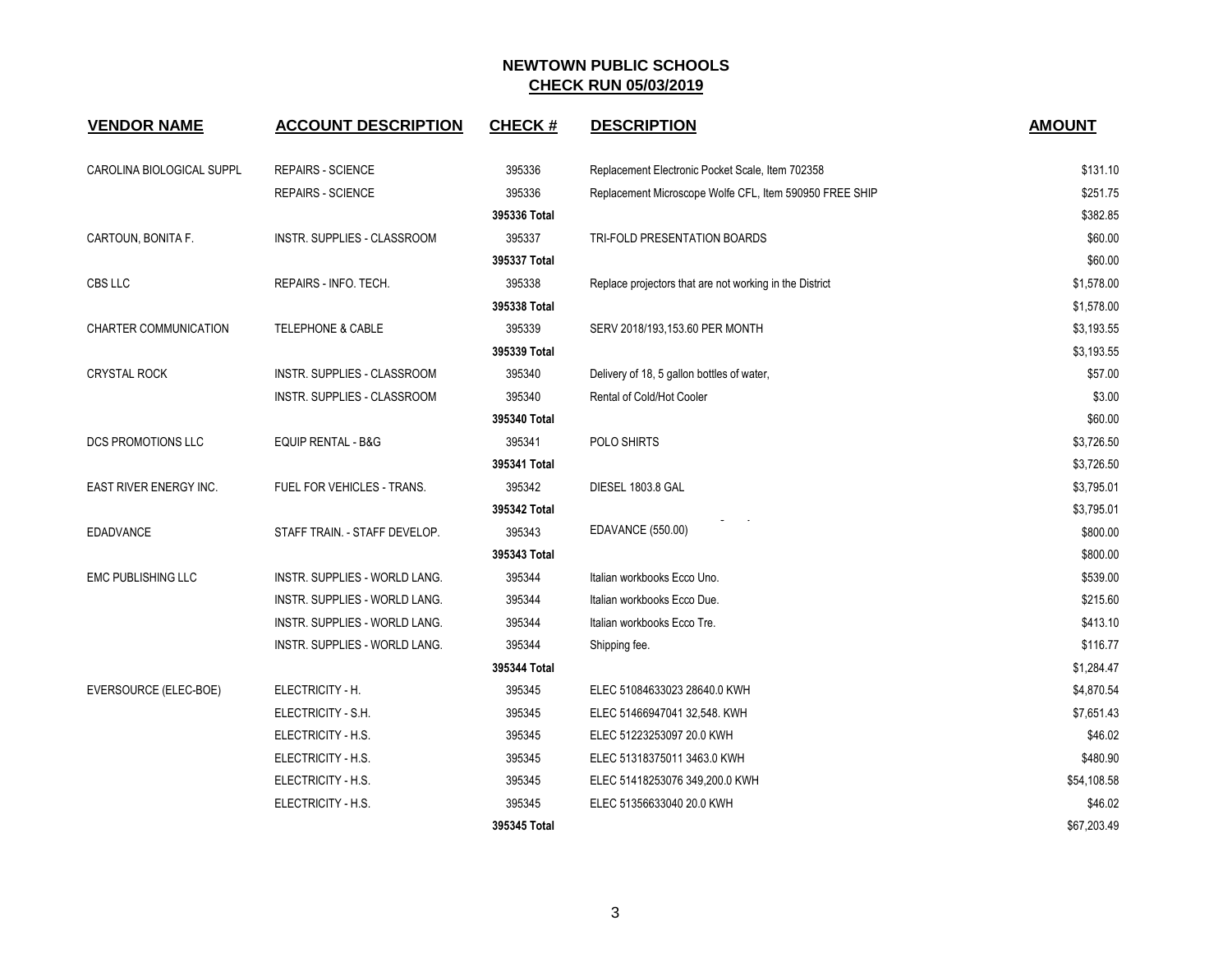# NEWTOWN PUBLIC SCHOOLS

## CHECK RUN 05/03/2019

| VENDOR NAME | ACCOUNT DESCRIPTION | CHECK # | DESCRIPTION | AMOUNT |
|---|---|---|---|---|
| CAROLINA BIOLOGICAL SUPPL | REPAIRS - SCIENCE | 395336 | Replacement Electronic Pocket Scale, Item 702358 | $131.10 |
| | REPAIRS - SCIENCE | 395336 | Replacement Microscope Wolfe CFL, Item 590950 FREE SHIP | $251.75 |
| | | 395336 Total | | $382.85 |
| CARTOUN, BONITA F. | INSTR. SUPPLIES - CLASSROOM | 395337 | TRI-FOLD PRESENTATION BOARDS | $60.00 |
| | | 395337 Total | | $60.00 |
| CBS LLC | REPAIRS - INFO. TECH. | 395338 | Replace projectors that are not working in the District | $1,578.00 |
| | | 395338 Total | | $1,578.00 |
| CHARTER COMMUNICATION | TELEPHONE & CABLE | 395339 | SERV 2018/193,153.60 PER MONTH | $3,193.55 |
| | | 395339 Total | | $3,193.55 |
| CRYSTAL ROCK | INSTR. SUPPLIES - CLASSROOM | 395340 | Delivery of 18, 5 gallon bottles of water, | $57.00 |
| | INSTR. SUPPLIES - CLASSROOM | 395340 | Rental of Cold/Hot Cooler | $3.00 |
| | | 395340 Total | | $60.00 |
| DCS PROMOTIONS LLC | EQUIP RENTAL - B&G | 395341 | POLO SHIRTS | $3,726.50 |
| | | 395341 Total | | $3,726.50 |
| EAST RIVER ENERGY INC. | FUEL FOR VEHICLES - TRANS. | 395342 | DIESEL 1803.8 GAL | $3,795.01 |
| | | 395342 Total | | $3,795.01 |
| EDADVANCE | STAFF TRAIN. - STAFF DEVELOP. | 395343 | EDAVANCE (550.00) | $800.00 |
| | | 395343 Total | | $800.00 |
| EMC PUBLISHING LLC | INSTR. SUPPLIES - WORLD LANG. | 395344 | Italian workbooks Ecco Uno. | $539.00 |
| | INSTR. SUPPLIES - WORLD LANG. | 395344 | Italian workbooks Ecco Due. | $215.60 |
| | INSTR. SUPPLIES - WORLD LANG. | 395344 | Italian workbooks Ecco Tre. | $413.10 |
| | INSTR. SUPPLIES - WORLD LANG. | 395344 | Shipping fee. | $116.77 |
| | | 395344 Total | | $1,284.47 |
| EVERSOURCE (ELEC-BOE) | ELECTRICITY - H. | 395345 | ELEC 51084633023 28640.0 KWH | $4,870.54 |
| | ELECTRICITY - S.H. | 395345 | ELEC 51466947041 32,548. KWH | $7,651.43 |
| | ELECTRICITY - H.S. | 395345 | ELEC 51223253097 20.0 KWH | $46.02 |
| | ELECTRICITY - H.S. | 395345 | ELEC 51318375011 3463.0 KWH | $480.90 |
| | ELECTRICITY - H.S. | 395345 | ELEC 51418253076 349,200.0 KWH | $54,108.58 |
| | ELECTRICITY - H.S. | 395345 | ELEC 51356633040 20.0 KWH | $46.02 |
| | | 395345 Total | | $67,203.49 |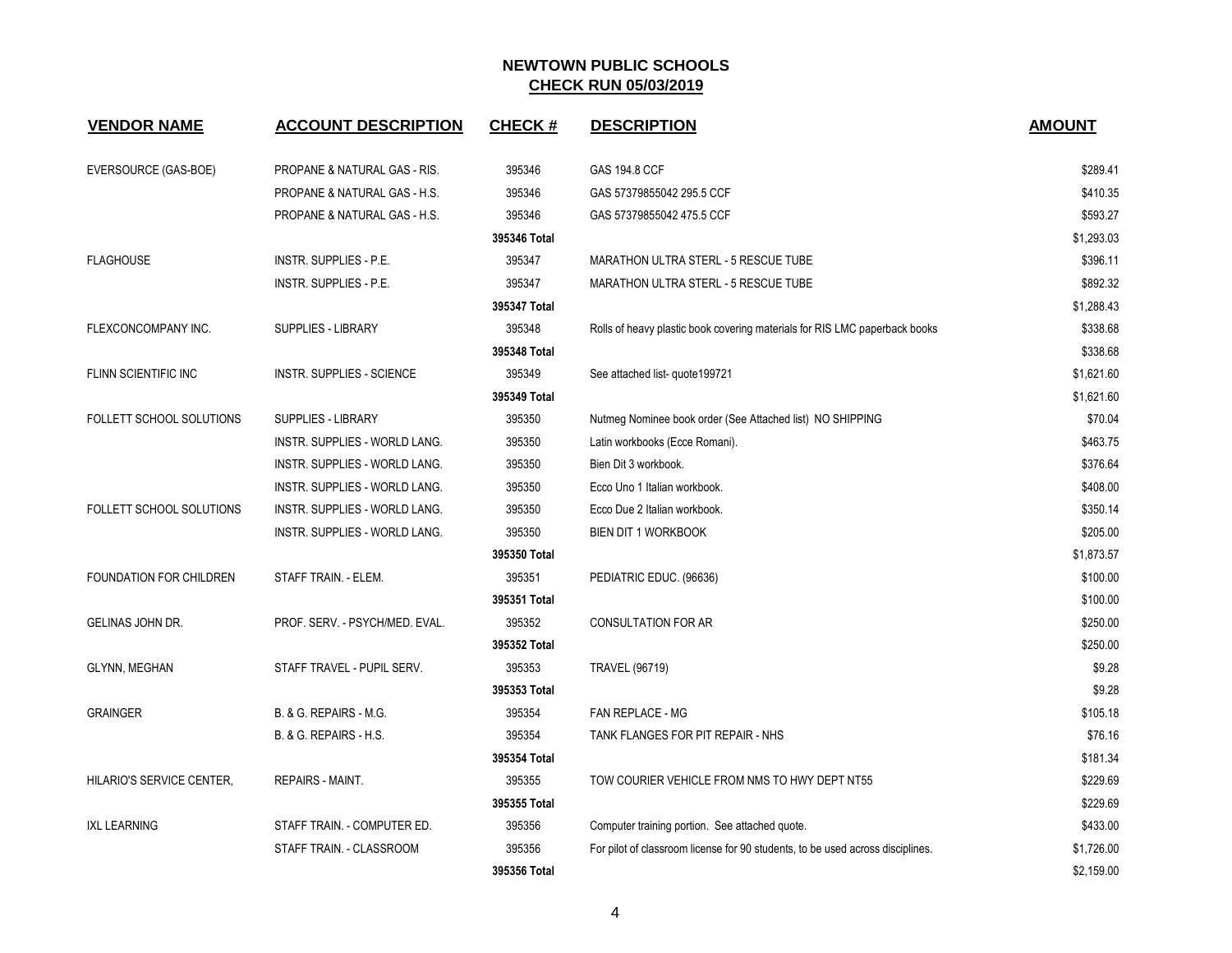## NEWTOWN PUBLIC SCHOOLS
## CHECK RUN 05/03/2019

| VENDOR NAME | ACCOUNT DESCRIPTION | CHECK # | DESCRIPTION | AMOUNT |
|---|---|---|---|---|
| EVERSOURCE (GAS-BOE) | PROPANE & NATURAL GAS - RIS. | 395346 | GAS 194.8 CCF | $289.41 |
| | PROPANE & NATURAL GAS - H.S. | 395346 | GAS 57379855042 295.5 CCF | $410.35 |
| | PROPANE & NATURAL GAS - H.S. | 395346 | GAS 57379855042 475.5 CCF | $593.27 |
| | | **395346 Total** | | $1,293.03 |
| FLAGHOUSE | INSTR. SUPPLIES - P.E. | 395347 | MARATHON ULTRA STERL - 5 RESCUE TUBE | $396.11 |
| | INSTR. SUPPLIES - P.E. | 395347 | MARATHON ULTRA STERL - 5 RESCUE TUBE | $892.32 |
| | | **395347 Total** | | $1,288.43 |
| FLEXCONCOMPANY INC. | SUPPLIES - LIBRARY | 395348 | Rolls of heavy plastic book covering materials for RIS LMC paperback books | $338.68 |
| | | **395348 Total** | | $338.68 |
| FLINN SCIENTIFIC INC | INSTR. SUPPLIES - SCIENCE | 395349 | See attached list- quote199721 | $1,621.60 |
| | | **395349 Total** | | $1,621.60 |
| FOLLETT SCHOOL SOLUTIONS | SUPPLIES - LIBRARY | 395350 | Nutmeg Nominee book order (See Attached list) NO SHIPPING | $70.04 |
| | INSTR. SUPPLIES - WORLD LANG. | 395350 | Latin workbooks (Ecce Romani). | $463.75 |
| | INSTR. SUPPLIES - WORLD LANG. | 395350 | Bien Dit 3 workbook. | $376.64 |
| | INSTR. SUPPLIES - WORLD LANG. | 395350 | Ecco Uno 1 Italian workbook. | $408.00 |
| FOLLETT SCHOOL SOLUTIONS | INSTR. SUPPLIES - WORLD LANG. | 395350 | Ecco Due 2 Italian workbook. | $350.14 |
| | INSTR. SUPPLIES - WORLD LANG. | 395350 | BIEN DIT 1 WORKBOOK | $205.00 |
| | | **395350 Total** | | $1,873.57 |
| FOUNDATION FOR CHILDREN | STAFF TRAIN. - ELEM. | 395351 | PEDIATRIC EDUC. (96636) | $100.00 |
| | | **395351 Total** | | $100.00 |
| GELINAS JOHN DR. | PROF. SERV. - PSYCH/MED. EVAL. | 395352 | CONSULTATION FOR AR | $250.00 |
| | | **395352 Total** | | $250.00 |
| GLYNN, MEGHAN | STAFF TRAVEL - PUPIL SERV. | 395353 | TRAVEL (96719) | $9.28 |
| | | **395353 Total** | | $9.28 |
| GRAINGER | B. & G. REPAIRS - M.G. | 395354 | FAN REPLACE - MG | $105.18 |
| | B. & G. REPAIRS - H.S. | 395354 | TANK FLANGES FOR PIT REPAIR - NHS | $76.16 |
| | | **395354 Total** | | $181.34 |
| HILARIO'S SERVICE CENTER, | REPAIRS - MAINT. | 395355 | TOW COURIER VEHICLE FROM NMS TO HWY DEPT NT55 | $229.69 |
| | | **395355 Total** | | $229.69 |
| IXL LEARNING | STAFF TRAIN. - COMPUTER ED. | 395356 | Computer training portion. See attached quote. | $433.00 |
| | STAFF TRAIN. - CLASSROOM | 395356 | For pilot of classroom license for 90 students, to be used across disciplines. | $1,726.00 |
| | | **395356 Total** | | $2,159.00 |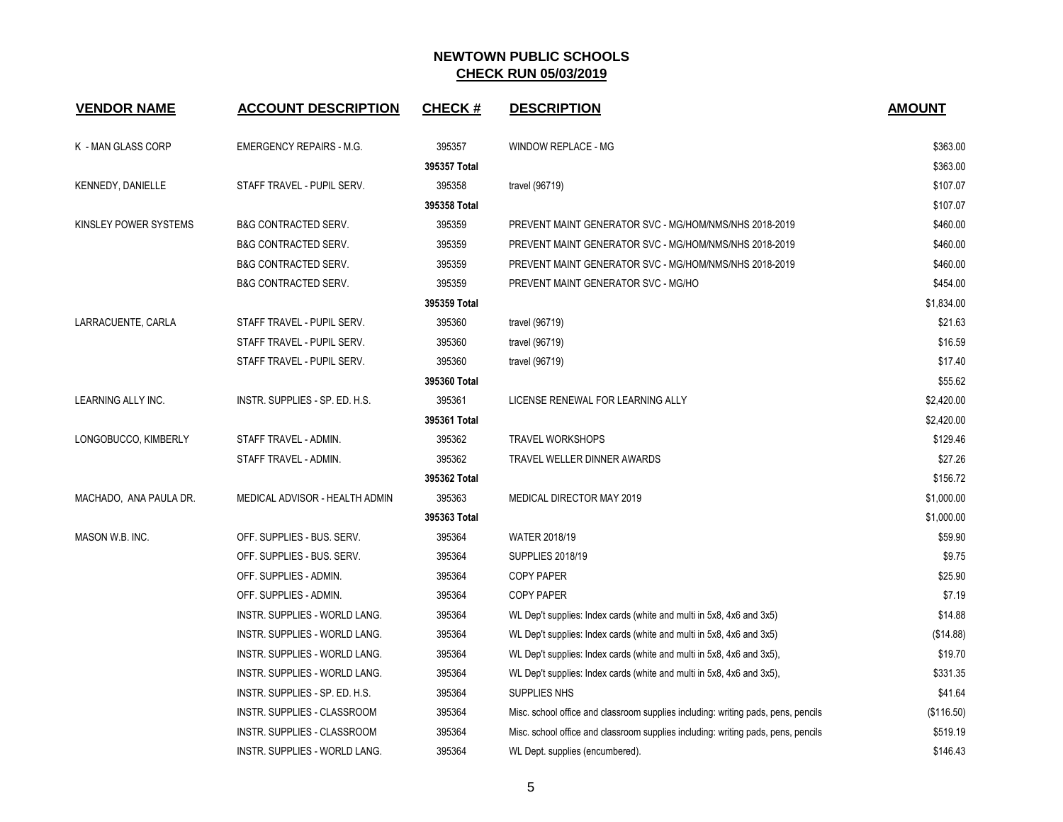**NEWTOWN PUBLIC SCHOOLS**

**CHECK RUN 05/03/2019**

| VENDOR NAME | ACCOUNT DESCRIPTION | CHECK # | DESCRIPTION | AMOUNT |
|---|---|---|---|---|
| K - MAN GLASS CORP | EMERGENCY REPAIRS - M.G. | 395357 | WINDOW REPLACE - MG | $363.00 |
| | | **395357 Total** | | $363.00 |
| KENNEDY, DANIELLE | STAFF TRAVEL - PUPIL SERV. | 395358 | travel (96719) | $107.07 |
| | | **395358 Total** | | $107.07 |
| KINSLEY POWER SYSTEMS | B&G CONTRACTED SERV. | 395359 | PREVENT MAINT GENERATOR SVC - MG/HOM/NMS/NHS 2018-2019 | $460.00 |
| | B&G CONTRACTED SERV. | 395359 | PREVENT MAINT GENERATOR SVC - MG/HOM/NMS/NHS 2018-2019 | $460.00 |
| | B&G CONTRACTED SERV. | 395359 | PREVENT MAINT GENERATOR SVC - MG/HOM/NMS/NHS 2018-2019 | $460.00 |
| | B&G CONTRACTED SERV. | 395359 | PREVENT MAINT GENERATOR SVC - MG/HO | $454.00 |
| | | **395359 Total** | | $1,834.00 |
| LARRACUENTE, CARLA | STAFF TRAVEL - PUPIL SERV. | 395360 | travel (96719) | $21.63 |
| | STAFF TRAVEL - PUPIL SERV. | 395360 | travel (96719) | $16.59 |
| | STAFF TRAVEL - PUPIL SERV. | 395360 | travel (96719) | $17.40 |
| | | **395360 Total** | | $55.62 |
| LEARNING ALLY INC. | INSTR. SUPPLIES - SP. ED. H.S. | 395361 | LICENSE RENEWAL FOR LEARNING ALLY | $2,420.00 |
| | | **395361 Total** | | $2,420.00 |
| LONGOBUCCO, KIMBERLY | STAFF TRAVEL - ADMIN. | 395362 | TRAVEL WORKSHOPS | $129.46 |
| | STAFF TRAVEL - ADMIN. | 395362 | TRAVEL WELLER DINNER AWARDS | $27.26 |
| | | **395362 Total** | | $156.72 |
| MACHADO, ANA PAULA DR. | MEDICAL ADVISOR - HEALTH ADMIN | 395363 | MEDICAL DIRECTOR MAY 2019 | $1,000.00 |
| | | **395363 Total** | | $1,000.00 |
| MASON W.B. INC. | OFF. SUPPLIES - BUS. SERV. | 395364 | WATER 2018/19 | $59.90 |
| | OFF. SUPPLIES - BUS. SERV. | 395364 | SUPPLIES 2018/19 | $9.75 |
| | OFF. SUPPLIES - ADMIN. | 395364 | COPY PAPER | $25.90 |
| | OFF. SUPPLIES - ADMIN. | 395364 | COPY PAPER | $7.19 |
| | INSTR. SUPPLIES - WORLD LANG. | 395364 | WL Dep't supplies: Index cards (white and multi in 5x8, 4x6 and 3x5) | $14.88 |
| | INSTR. SUPPLIES - WORLD LANG. | 395364 | WL Dep't supplies: Index cards (white and multi in 5x8, 4x6 and 3x5) | ($14.88) |
| | INSTR. SUPPLIES - WORLD LANG. | 395364 | WL Dep't supplies: Index cards (white and multi in 5x8, 4x6 and 3x5), | $19.70 |
| | INSTR. SUPPLIES - WORLD LANG. | 395364 | WL Dep't supplies: Index cards (white and multi in 5x8, 4x6 and 3x5), | $331.35 |
| | INSTR. SUPPLIES - SP. ED. H.S. | 395364 | SUPPLIES NHS | $41.64 |
| | INSTR. SUPPLIES - CLASSROOM | 395364 | Misc. school office and classroom supplies including: writing pads, pens, pencils | ($116.50) |
| | INSTR. SUPPLIES - CLASSROOM | 395364 | Misc. school office and classroom supplies including: writing pads, pens, pencils | $519.19 |
| | INSTR. SUPPLIES - WORLD LANG. | 395364 | WL Dept. supplies (encumbered). | $146.43 |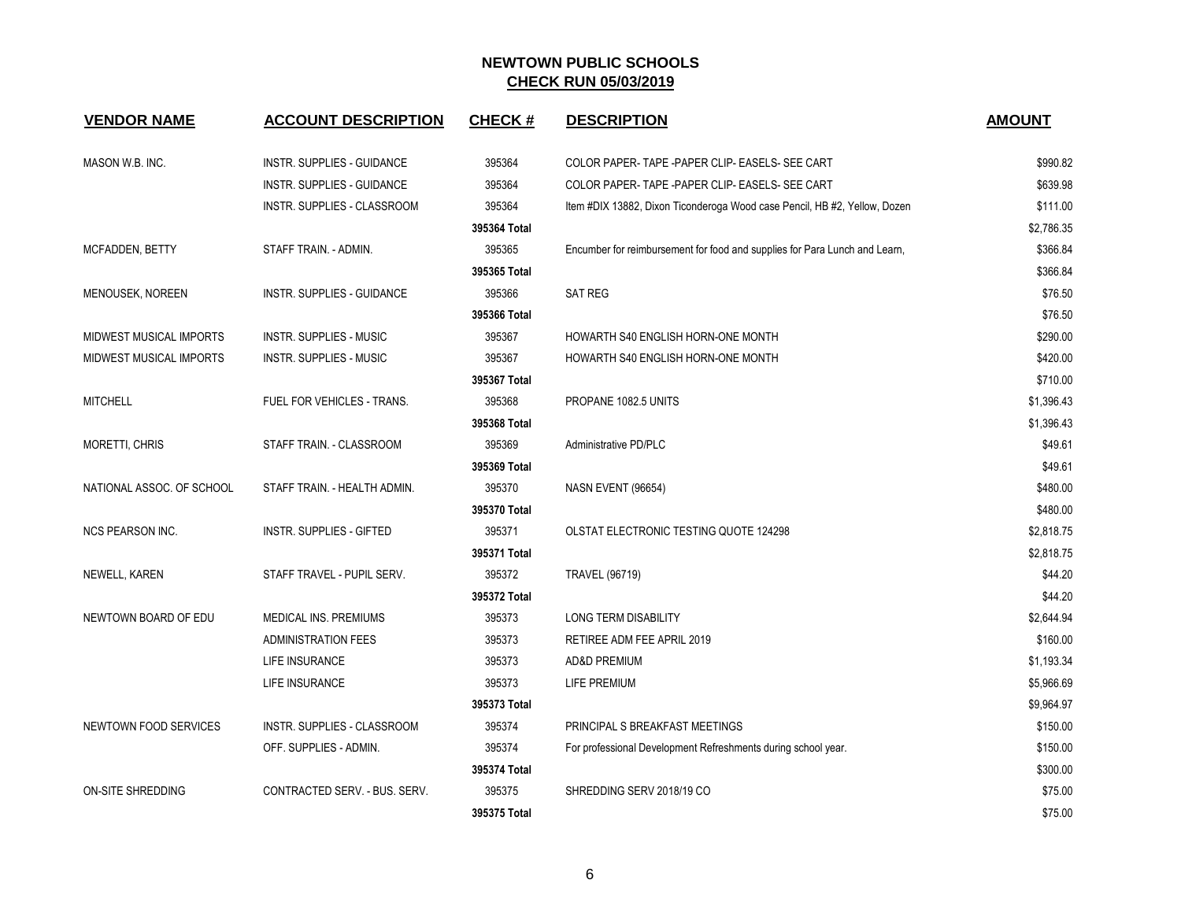# NEWTOWN PUBLIC SCHOOLS

## CHECK RUN 05/03/2019

| VENDOR NAME | ACCOUNT DESCRIPTION | CHECK # | DESCRIPTION | AMOUNT |
|---|---|---|---|---|
| MASON W.B. INC. | INSTR. SUPPLIES - GUIDANCE | 395364 | COLOR PAPER- TAPE -PAPER CLIP- EASELS- SEE CART | $990.82 |
| | INSTR. SUPPLIES - GUIDANCE | 395364 | COLOR PAPER- TAPE -PAPER CLIP- EASELS- SEE CART | $639.98 |
| | INSTR. SUPPLIES - CLASSROOM | 395364 | Item #DIX 13882, Dixon Ticonderoga Wood case Pencil, HB #2, Yellow, Dozen | $111.00 |
| | | 395364 Total | | $2,786.35 |
| MCFADDEN, BETTY | STAFF TRAIN. - ADMIN. | 395365 | Encumber for reimbursement for food and supplies for Para Lunch and Learn, | $366.84 |
| | | 395365 Total | | $366.84 |
| MENOUSEK, NOREEN | INSTR. SUPPLIES - GUIDANCE | 395366 | SAT REG | $76.50 |
| | | 395366 Total | | $76.50 |
| MIDWEST MUSICAL IMPORTS | INSTR. SUPPLIES - MUSIC | 395367 | HOWARTH S40 ENGLISH HORN-ONE MONTH | $290.00 |
| MIDWEST MUSICAL IMPORTS | INSTR. SUPPLIES - MUSIC | 395367 | HOWARTH S40 ENGLISH HORN-ONE MONTH | $420.00 |
| | | 395367 Total | | $710.00 |
| MITCHELL | FUEL FOR VEHICLES - TRANS. | 395368 | PROPANE 1082.5 UNITS | $1,396.43 |
| | | 395368 Total | | $1,396.43 |
| MORETTI, CHRIS | STAFF TRAIN. - CLASSROOM | 395369 | Administrative PD/PLC | $49.61 |
| | | 395369 Total | | $49.61 |
| NATIONAL ASSOC. OF SCHOOL | STAFF TRAIN. - HEALTH ADMIN. | 395370 | NASN EVENT (96654) | $480.00 |
| | | 395370 Total | | $480.00 |
| NCS PEARSON INC. | INSTR. SUPPLIES - GIFTED | 395371 | OLSTAT ELECTRONIC TESTING QUOTE 124298 | $2,818.75 |
| | | 395371 Total | | $2,818.75 |
| NEWELL, KAREN | STAFF TRAVEL - PUPIL SERV. | 395372 | TRAVEL (96719) | $44.20 |
| | | 395372 Total | | $44.20 |
| NEWTOWN BOARD OF EDU | MEDICAL INS. PREMIUMS | 395373 | LONG TERM DISABILITY | $2,644.94 |
| | ADMINISTRATION FEES | 395373 | RETIREE ADM FEE APRIL 2019 | $160.00 |
| | LIFE INSURANCE | 395373 | AD&D PREMIUM | $1,193.34 |
| | LIFE INSURANCE | 395373 | LIFE PREMIUM | $5,966.69 |
| | | 395373 Total | | $9,964.97 |
| NEWTOWN FOOD SERVICES | INSTR. SUPPLIES - CLASSROOM | 395374 | PRINCIPAL S BREAKFAST MEETINGS | $150.00 |
| | OFF. SUPPLIES - ADMIN. | 395374 | For professional Development Refreshments during school year. | $150.00 |
| | | 395374 Total | | $300.00 |
| ON-SITE SHREDDING | CONTRACTED SERV. - BUS. SERV. | 395375 | SHREDDING SERV 2018/19 CO | $75.00 |
| | | 395375 Total | | $75.00 |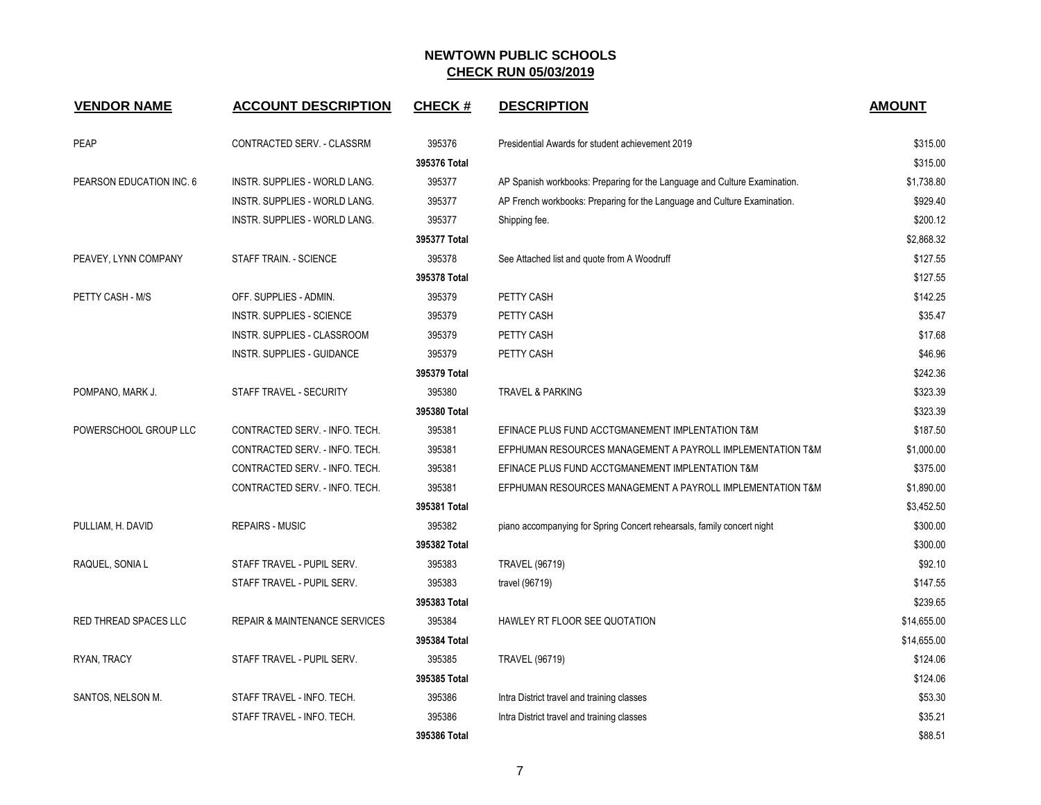# NEWTOWN PUBLIC SCHOOLS

## CHECK RUN 05/03/2019

| VENDOR NAME | ACCOUNT DESCRIPTION | CHECK # | DESCRIPTION | AMOUNT |
|---|---|---|---|---|
| PEAP | CONTRACTED SERV. - CLASSRM | 395376 | Presidential Awards for student achievement 2019 | $315.00 |
| | | 395376 Total | | $315.00 |
| PEARSON EDUCATION INC. 6 | INSTR. SUPPLIES - WORLD LANG. | 395377 | AP Spanish workbooks: Preparing for the Language and Culture Examination. | $1,738.80 |
| | INSTR. SUPPLIES - WORLD LANG. | 395377 | AP French workbooks: Preparing for the Language and Culture Examination. | $929.40 |
| | INSTR. SUPPLIES - WORLD LANG. | 395377 | Shipping fee. | $200.12 |
| | | 395377 Total | | $2,868.32 |
| PEAVEY, LYNN COMPANY | STAFF TRAIN. - SCIENCE | 395378 | See Attached list and quote from A Woodruff | $127.55 |
| | | 395378 Total | | $127.55 |
| PETTY CASH - M/S | OFF. SUPPLIES - ADMIN. | 395379 | PETTY CASH | $142.25 |
| | INSTR. SUPPLIES - SCIENCE | 395379 | PETTY CASH | $35.47 |
| | INSTR. SUPPLIES - CLASSROOM | 395379 | PETTY CASH | $17.68 |
| | INSTR. SUPPLIES - GUIDANCE | 395379 | PETTY CASH | $46.96 |
| | | 395379 Total | | $242.36 |
| POMPANO, MARK J. | STAFF TRAVEL - SECURITY | 395380 | TRAVEL & PARKING | $323.39 |
| | | 395380 Total | | $323.39 |
| POWERSCHOOL GROUP LLC | CONTRACTED SERV. - INFO. TECH. | 395381 | EFINACE PLUS FUND ACCTGMANEMENT IMPLENTATION T&M | $187.50 |
| | CONTRACTED SERV. - INFO. TECH. | 395381 | EFPHUMAN RESOURCES MANAGEMENT A PAYROLL IMPLEMENTATION T&M | $1,000.00 |
| | CONTRACTED SERV. - INFO. TECH. | 395381 | EFINACE PLUS FUND ACCTGMANEMENT IMPLENTATION T&M | $375.00 |
| | CONTRACTED SERV. - INFO. TECH. | 395381 | EFPHUMAN RESOURCES MANAGEMENT A PAYROLL IMPLEMENTATION T&M | $1,890.00 |
| | | 395381 Total | | $3,452.50 |
| PULLIAM, H. DAVID | REPAIRS - MUSIC | 395382 | piano accompanying for Spring Concert rehearsals, family concert night | $300.00 |
| | | 395382 Total | | $300.00 |
| RAQUEL, SONIA L | STAFF TRAVEL - PUPIL SERV. | 395383 | TRAVEL (96719) | $92.10 |
| | STAFF TRAVEL - PUPIL SERV. | 395383 | travel (96719) | $147.55 |
| | | 395383 Total | | $239.65 |
| RED THREAD SPACES LLC | REPAIR & MAINTENANCE SERVICES | 395384 | HAWLEY RT FLOOR SEE QUOTATION | $14,655.00 |
| | | 395384 Total | | $14,655.00 |
| RYAN, TRACY | STAFF TRAVEL - PUPIL SERV. | 395385 | TRAVEL (96719) | $124.06 |
| | | 395385 Total | | $124.06 |
| SANTOS, NELSON M. | STAFF TRAVEL - INFO. TECH. | 395386 | Intra District travel and training classes | $53.30 |
| | STAFF TRAVEL - INFO. TECH. | 395386 | Intra District travel and training classes | $35.21 |
| | | 395386 Total | | $88.51 |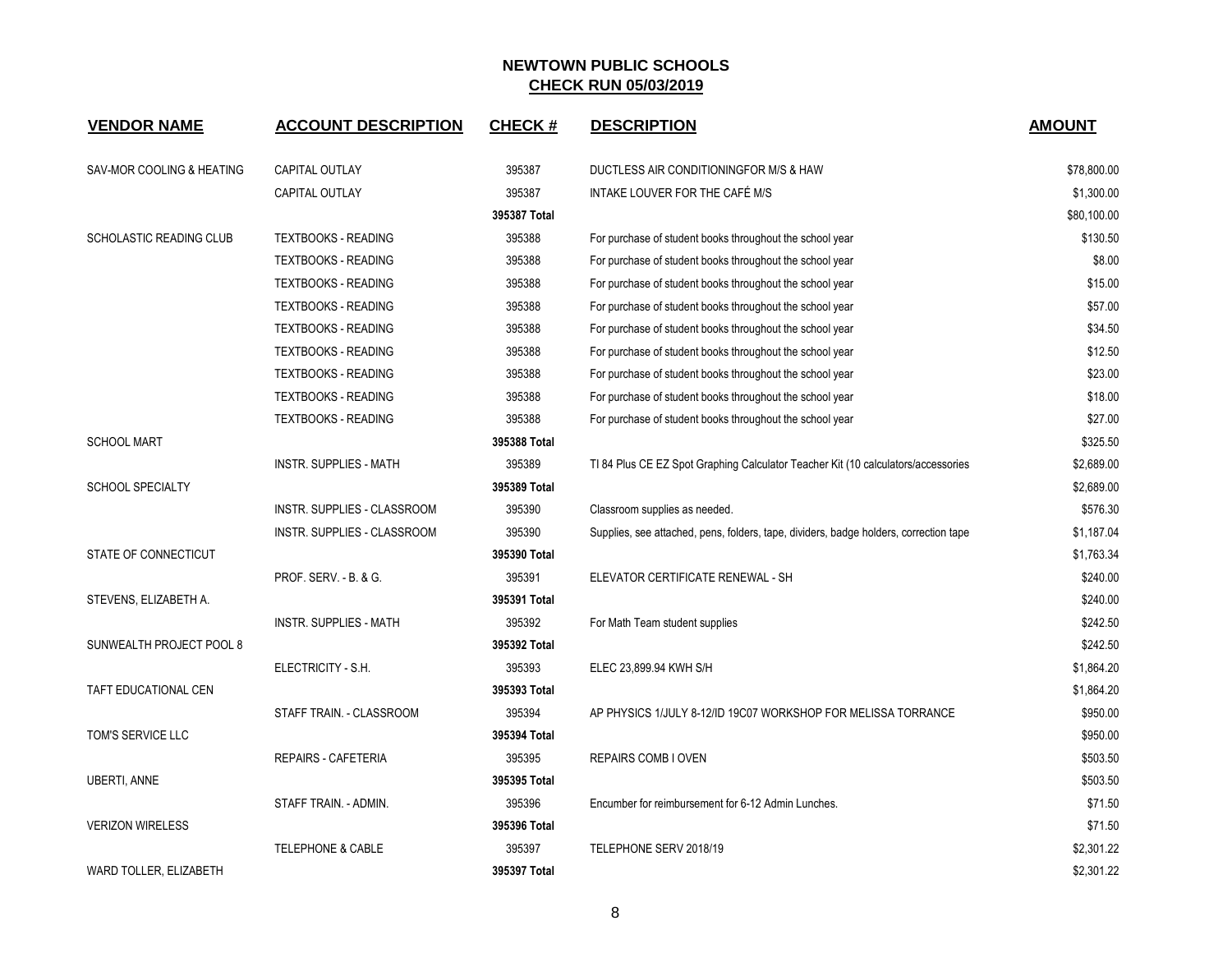# NEWTOWN PUBLIC SCHOOLS

## CHECK RUN 05/03/2019

| VENDOR NAME | ACCOUNT DESCRIPTION | CHECK # | DESCRIPTION | AMOUNT |
|---|---|---|---|---|
| SAV-MOR COOLING & HEATING | CAPITAL OUTLAY | 395387 | DUCTLESS AIR CONDITIONINGFOR M/S & HAW | $78,800.00 |
| | CAPITAL OUTLAY | 395387 | INTAKE LOUVER FOR THE CAFÉ M/S | $1,300.00 |
| | | **395387 Total** | | $80,100.00 |
| SCHOLASTIC READING CLUB | TEXTBOOKS - READING | 395388 | For purchase of student books throughout the school year | $130.50 |
| | TEXTBOOKS - READING | 395388 | For purchase of student books throughout the school year | $8.00 |
| | TEXTBOOKS - READING | 395388 | For purchase of student books throughout the school year | $15.00 |
| | TEXTBOOKS - READING | 395388 | For purchase of student books throughout the school year | $57.00 |
| | TEXTBOOKS - READING | 395388 | For purchase of student books throughout the school year | $34.50 |
| | TEXTBOOKS - READING | 395388 | For purchase of student books throughout the school year | $12.50 |
| | TEXTBOOKS - READING | 395388 | For purchase of student books throughout the school year | $23.00 |
| | TEXTBOOKS - READING | 395388 | For purchase of student books throughout the school year | $18.00 |
| | TEXTBOOKS - READING | 395388 | For purchase of student books throughout the school year | $27.00 |
| SCHOOL MART | | **395388 Total** | | $325.50 |
| | INSTR. SUPPLIES - MATH | 395389 | TI 84 Plus CE EZ Spot Graphing Calculator Teacher Kit (10 calculators/accessories | $2,689.00 |
| SCHOOL SPECIALTY | | **395389 Total** | | $2,689.00 |
| | INSTR. SUPPLIES - CLASSROOM | 395390 | Classroom supplies as needed. | $576.30 |
| | INSTR. SUPPLIES - CLASSROOM | 395390 | Supplies, see attached, pens, folders, tape, dividers, badge holders, correction tape | $1,187.04 |
| STATE OF CONNECTICUT | | **395390 Total** | | $1,763.34 |
| | PROF. SERV. - B. & G. | 395391 | ELEVATOR CERTIFICATE RENEWAL - SH | $240.00 |
| STEVENS, ELIZABETH A. | | **395391 Total** | | $240.00 |
| | INSTR. SUPPLIES - MATH | 395392 | For Math Team student supplies | $242.50 |
| SUNWEALTH PROJECT POOL 8 | | **395392 Total** | | $242.50 |
| | ELECTRICITY - S.H. | 395393 | ELEC 23,899.94 KWH S/H | $1,864.20 |
| TAFT EDUCATIONAL CEN | | **395393 Total** | | $1,864.20 |
| | STAFF TRAIN. - CLASSROOM | 395394 | AP PHYSICS 1/JULY 8-12/ID 19C07 WORKSHOP FOR MELISSA TORRANCE | $950.00 |
| TOM'S SERVICE LLC | | **395394 Total** | | $950.00 |
| | REPAIRS - CAFETERIA | 395395 | REPAIRS COMB I OVEN | $503.50 |
| UBERTI, ANNE | | **395395 Total** | | $503.50 |
| | STAFF TRAIN. - ADMIN. | 395396 | Encumber for reimbursement for 6-12 Admin Lunches. | $71.50 |
| VERIZON WIRELESS | | **395396 Total** | | $71.50 |
| | TELEPHONE & CABLE | 395397 | TELEPHONE SERV 2018/19 | $2,301.22 |
| WARD TOLLER, ELIZABETH | | **395397 Total** | | $2,301.22 |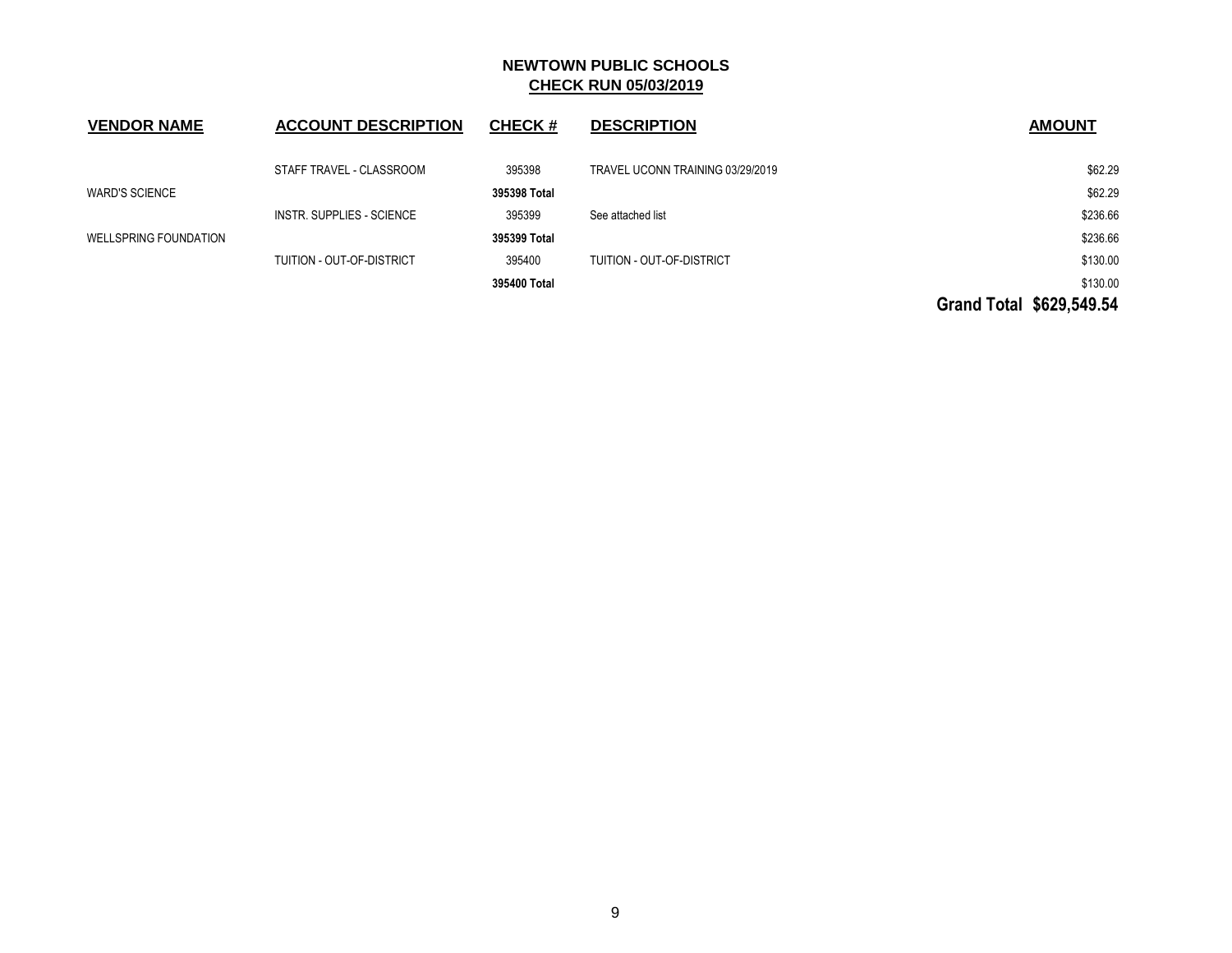**NEWTOWN PUBLIC SCHOOLS**

**CHECK RUN 05/03/2019**

| VENDOR NAME | ACCOUNT DESCRIPTION | CHECK # | DESCRIPTION | AMOUNT |
|---|---|---|---|---|
| | STAFF TRAVEL - CLASSROOM | 395398 | TRAVEL UCONN TRAINING 03/29/2019 | $62.29 |
| WARD'S SCIENCE | | **395398 Total** | | $62.29 |
| | INSTR. SUPPLIES - SCIENCE | 395399 | See attached list | $236.66 |
| WELLSPRING FOUNDATION | | **395399 Total** | | $236.66 |
| | TUITION - OUT-OF-DISTRICT | 395400 | TUITION - OUT-OF-DISTRICT | $130.00 |
| | | **395400 Total** | | $130.00 |
| | | | **Grand Total** | **$629,549.54** |